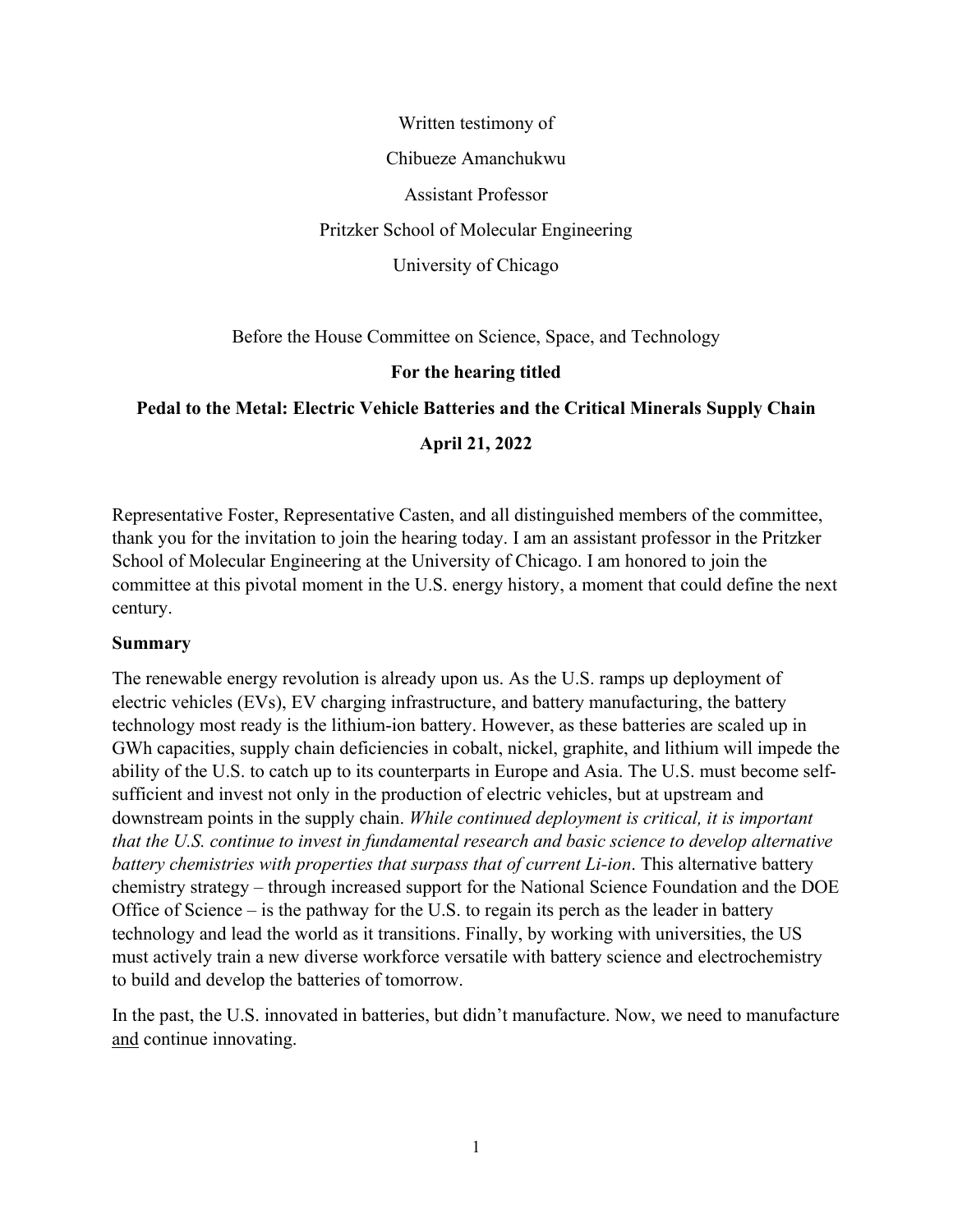Written testimony of

Chibueze Amanchukwu

Assistant Professor

Pritzker School of Molecular Engineering

University of Chicago

Before the House Committee on Science, Space, and Technology

**For the hearing titled**

**Pedal to the Metal: Electric Vehicle Batteries and the Critical Minerals Supply Chain**

**April 21, 2022**

Representative Foster, Representative Casten, and all distinguished members of the committee, thank you for the invitation to join the hearing today. I am an assistant professor in the Pritzker School of Molecular Engineering at the University of Chicago. I am honored to join the committee at this pivotal moment in the U.S. energy history, a moment that could define the next century.

**Summary**

The renewable energy revolution is already upon us. As the U.S. ramps up deployment of electric vehicles (EVs), EV charging infrastructure, and battery manufacturing, the battery technology most ready is the lithium-ion battery. However, as these batteries are scaled up in GWh capacities, supply chain deficiencies in cobalt, nickel, graphite, and lithium will impede the ability of the U.S. to catch up to its counterparts in Europe and Asia. The U.S. must become self-sufficient and invest not only in the production of electric vehicles, but at upstream and downstream points in the supply chain. *While continued deployment is critical, it is important that the U.S. continue to invest in fundamental research and basic science to develop alternative battery chemistries with properties that surpass that of current Li-ion*. This alternative battery chemistry strategy – through increased support for the National Science Foundation and the DOE Office of Science – is the pathway for the U.S. to regain its perch as the leader in battery technology and lead the world as it transitions. Finally, by working with universities, the US must actively train a new diverse workforce versatile with battery science and electrochemistry to build and develop the batteries of tomorrow.

In the past, the U.S. innovated in batteries, but didn't manufacture. Now, we need to manufacture <u>and</u> continue innovating.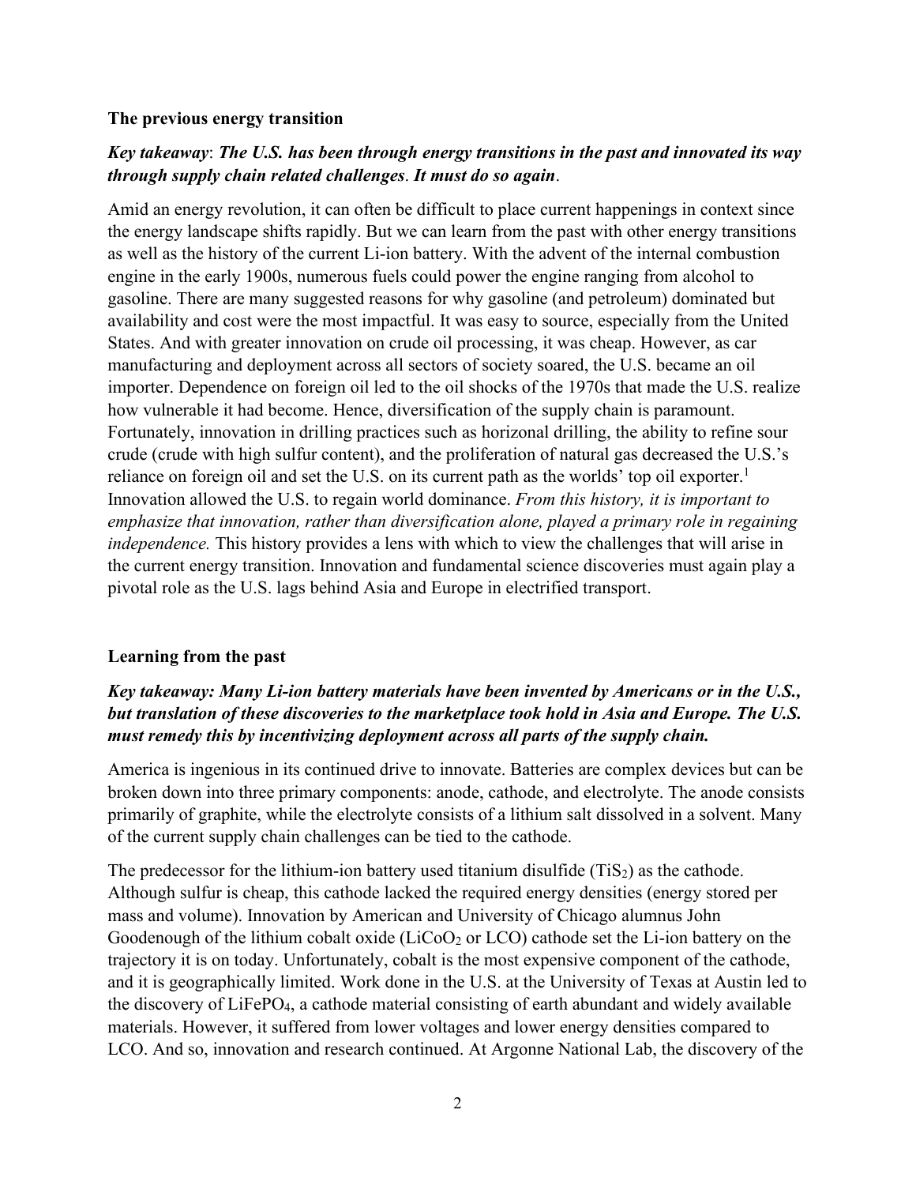### The previous energy transition

***Key takeaway*: *The U.S. has been through energy transitions in the past and innovated its way through supply chain related challenges*. *It must do so again*.**

Amid an energy revolution, it can often be difficult to place current happenings in context since the energy landscape shifts rapidly. But we can learn from the past with other energy transitions as well as the history of the current Li-ion battery. With the advent of the internal combustion engine in the early 1900s, numerous fuels could power the engine ranging from alcohol to gasoline. There are many suggested reasons for why gasoline (and petroleum) dominated but availability and cost were the most impactful. It was easy to source, especially from the United States. And with greater innovation on crude oil processing, it was cheap. However, as car manufacturing and deployment across all sectors of society soared, the U.S. became an oil importer. Dependence on foreign oil led to the oil shocks of the 1970s that made the U.S. realize how vulnerable it had become. Hence, diversification of the supply chain is paramount. Fortunately, innovation in drilling practices such as horizonal drilling, the ability to refine sour crude (crude with high sulfur content), and the proliferation of natural gas decreased the U.S.'s reliance on foreign oil and set the U.S. on its current path as the worlds' top oil exporter.[1] Innovation allowed the U.S. to regain world dominance. *From this history, it is important to emphasize that innovation, rather than diversification alone, played a primary role in regaining independence.* This history provides a lens with which to view the challenges that will arise in the current energy transition. Innovation and fundamental science discoveries must again play a pivotal role as the U.S. lags behind Asia and Europe in electrified transport.

### Learning from the past

***Key takeaway: Many Li-ion battery materials have been invented by Americans or in the U.S., but translation of these discoveries to the marketplace took hold in Asia and Europe. The U.S. must remedy this by incentivizing deployment across all parts of the supply chain.***

America is ingenious in its continued drive to innovate. Batteries are complex devices but can be broken down into three primary components: anode, cathode, and electrolyte. The anode consists primarily of graphite, while the electrolyte consists of a lithium salt dissolved in a solvent. Many of the current supply chain challenges can be tied to the cathode.

The predecessor for the lithium-ion battery used titanium disulfide ($TiS_2$) as the cathode. Although sulfur is cheap, this cathode lacked the required energy densities (energy stored per mass and volume). Innovation by American and University of Chicago alumnus John Goodenough of the lithium cobalt oxide ($LiCoO_2$ or LCO) cathode set the Li-ion battery on the trajectory it is on today. Unfortunately, cobalt is the most expensive component of the cathode, and it is geographically limited. Work done in the U.S. at the University of Texas at Austin led to the discovery of $LiFePO_4$, a cathode material consisting of earth abundant and widely available materials. However, it suffered from lower voltages and lower energy densities compared to LCO. And so, innovation and research continued. At Argonne National Lab, the discovery of the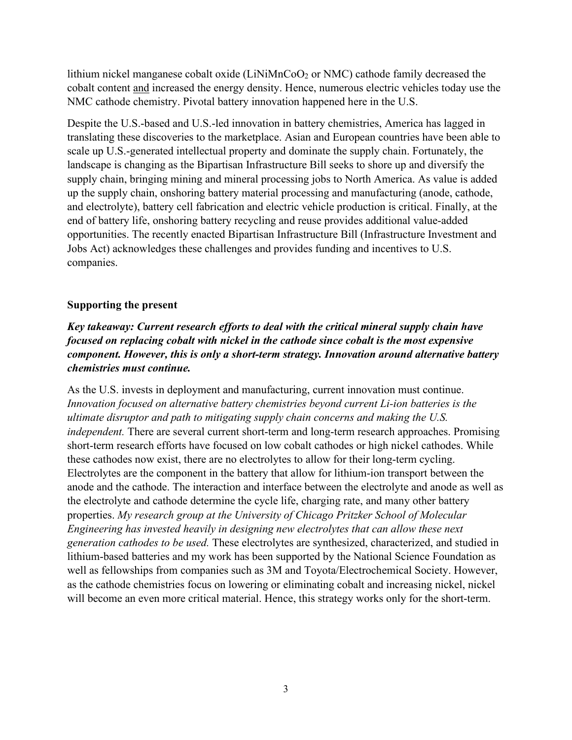lithium nickel manganese cobalt oxide ($LiNiMnCoO_2$ or NMC) cathode family decreased the cobalt content and increased the energy density. Hence, numerous electric vehicles today use the NMC cathode chemistry. Pivotal battery innovation happened here in the U.S.

Despite the U.S.-based and U.S.-led innovation in battery chemistries, America has lagged in translating these discoveries to the marketplace. Asian and European countries have been able to scale up U.S.-generated intellectual property and dominate the supply chain. Fortunately, the landscape is changing as the Bipartisan Infrastructure Bill seeks to shore up and diversify the supply chain, bringing mining and mineral processing jobs to North America. As value is added up the supply chain, onshoring battery material processing and manufacturing (anode, cathode, and electrolyte), battery cell fabrication and electric vehicle production is critical. Finally, at the end of battery life, onshoring battery recycling and reuse provides additional value-added opportunities. The recently enacted Bipartisan Infrastructure Bill (Infrastructure Investment and Jobs Act) acknowledges these challenges and provides funding and incentives to U.S. companies.

## Supporting the present

***Key takeaway: Current research efforts to deal with the critical mineral supply chain have focused on replacing cobalt with nickel in the cathode since cobalt is the most expensive component. However, this is only a short-term strategy. Innovation around alternative battery chemistries must continue.***

As the U.S. invests in deployment and manufacturing, current innovation must continue. *Innovation focused on alternative battery chemistries beyond current Li-ion batteries is the ultimate disruptor and path to mitigating supply chain concerns and making the U.S. independent.* There are several current short-term and long-term research approaches. Promising short-term research efforts have focused on low cobalt cathodes or high nickel cathodes. While these cathodes now exist, there are no electrolytes to allow for their long-term cycling. Electrolytes are the component in the battery that allow for lithium-ion transport between the anode and the cathode. The interaction and interface between the electrolyte and anode as well as the electrolyte and cathode determine the cycle life, charging rate, and many other battery properties. *My research group at the University of Chicago Pritzker School of Molecular Engineering has invested heavily in designing new electrolytes that can allow these next generation cathodes to be used.* These electrolytes are synthesized, characterized, and studied in lithium-based batteries and my work has been supported by the National Science Foundation as well as fellowships from companies such as 3M and Toyota/Electrochemical Society. However, as the cathode chemistries focus on lowering or eliminating cobalt and increasing nickel, nickel will become an even more critical material. Hence, this strategy works only for the short-term.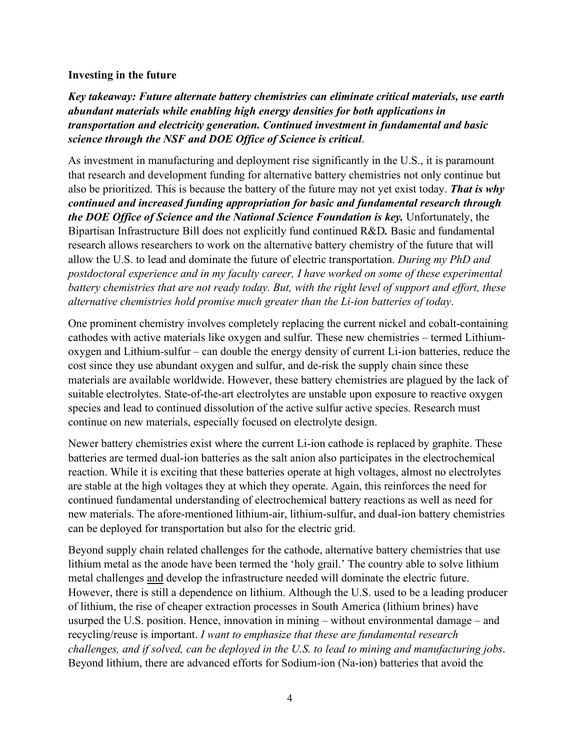**Investing in the future**

***Key takeaway: Future alternate battery chemistries can eliminate critical materials, use earth abundant materials while enabling high energy densities for both applications in transportation and electricity generation. Continued investment in fundamental and basic science through the NSF and DOE Office of Science is critical***.

As investment in manufacturing and deployment rise significantly in the U.S., it is paramount that research and development funding for alternative battery chemistries not only continue but also be prioritized. This is because the battery of the future may not yet exist today. ***That is why continued and increased funding appropriation for basic and fundamental research through the DOE Office of Science and the National Science Foundation is key.*** Unfortunately, the Bipartisan Infrastructure Bill does not explicitly fund continued R&D**.** Basic and fundamental research allows researchers to work on the alternative battery chemistry of the future that will allow the U.S. to lead and dominate the future of electric transportation. *During my PhD and postdoctoral experience and in my faculty career, I have worked on some of these experimental battery chemistries that are not ready today. But, with the right level of support and effort, these alternative chemistries hold promise much greater than the Li-ion batteries of today*.

One prominent chemistry involves completely replacing the current nickel and cobalt-containing cathodes with active materials like oxygen and sulfur. These new chemistries – termed Lithium-oxygen and Lithium-sulfur – can double the energy density of current Li-ion batteries, reduce the cost since they use abundant oxygen and sulfur, and de-risk the supply chain since these materials are available worldwide. However, these battery chemistries are plagued by the lack of suitable electrolytes. State-of-the-art electrolytes are unstable upon exposure to reactive oxygen species and lead to continued dissolution of the active sulfur active species. Research must continue on new materials, especially focused on electrolyte design.

Newer battery chemistries exist where the current Li-ion cathode is replaced by graphite. These batteries are termed dual-ion batteries as the salt anion also participates in the electrochemical reaction. While it is exciting that these batteries operate at high voltages, almost no electrolytes are stable at the high voltages they at which they operate. Again, this reinforces the need for continued fundamental understanding of electrochemical battery reactions as well as need for new materials. The afore-mentioned lithium-air, lithium-sulfur, and dual-ion battery chemistries can be deployed for transportation but also for the electric grid.

Beyond supply chain related challenges for the cathode, alternative battery chemistries that use lithium metal as the anode have been termed the 'holy grail.' The country able to solve lithium metal challenges <u>and</u> develop the infrastructure needed will dominate the electric future. However, there is still a dependence on lithium. Although the U.S. used to be a leading producer of lithium, the rise of cheaper extraction processes in South America (lithium brines) have usurped the U.S. position. Hence, innovation in mining – without environmental damage – and recycling/reuse is important. *I want to emphasize that these are fundamental research challenges, and if solved, can be deployed in the U.S. to lead to mining and manufacturing jobs*. Beyond lithium, there are advanced efforts for Sodium-ion (Na-ion) batteries that avoid the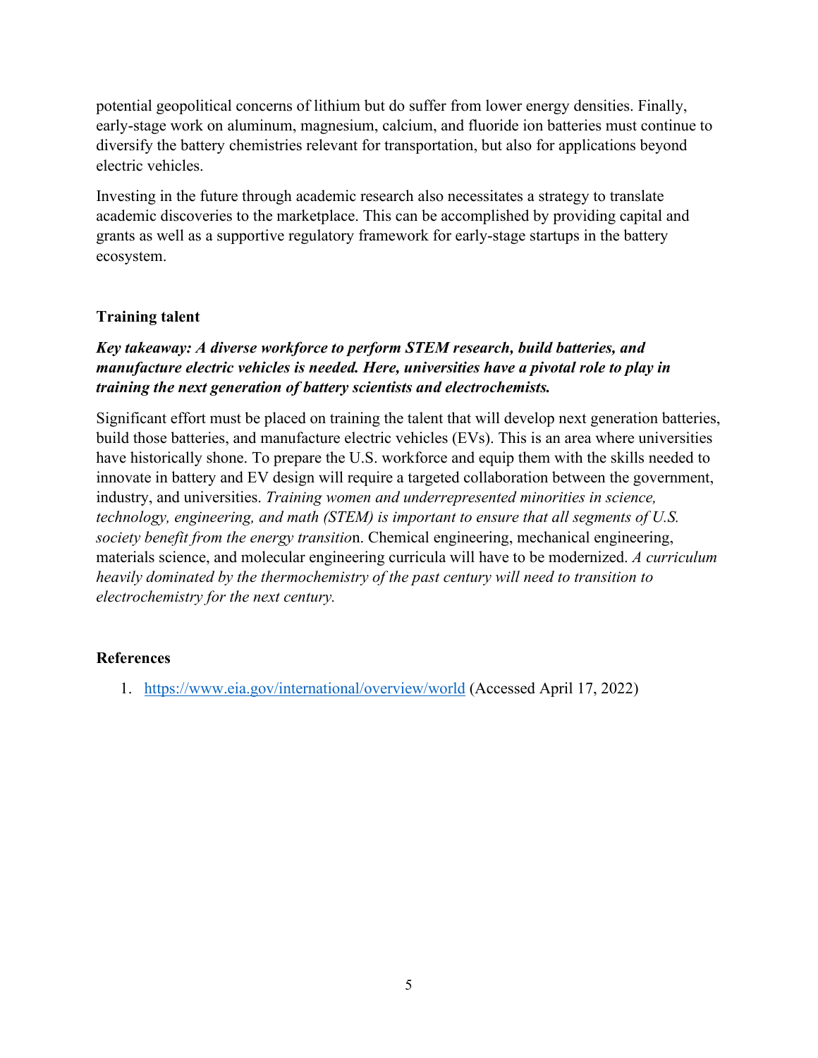potential geopolitical concerns of lithium but do suffer from lower energy densities. Finally, early-stage work on aluminum, magnesium, calcium, and fluoride ion batteries must continue to diversify the battery chemistries relevant for transportation, but also for applications beyond electric vehicles.

Investing in the future through academic research also necessitates a strategy to translate academic discoveries to the marketplace. This can be accomplished by providing capital and grants as well as a supportive regulatory framework for early-stage startups in the battery ecosystem.

## Training talent

***Key takeaway: A diverse workforce to perform STEM research, build batteries, and manufacture electric vehicles is needed. Here, universities have a pivotal role to play in training the next generation of battery scientists and electrochemists.***

Significant effort must be placed on training the talent that will develop next generation batteries, build those batteries, and manufacture electric vehicles (EVs). This is an area where universities have historically shone. To prepare the U.S. workforce and equip them with the skills needed to innovate in battery and EV design will require a targeted collaboration between the government, industry, and universities. *Training women and underrepresented minorities in science, technology, engineering, and math (STEM) is important to ensure that all segments of U.S. society benefit from the energy transitio*n. Chemical engineering, mechanical engineering, materials science, and molecular engineering curricula will have to be modernized. *A curriculum heavily dominated by the thermochemistry of the past century will need to transition to electrochemistry for the next century.*

## References

1. https://www.eia.gov/international/overview/world (Accessed April 17, 2022)